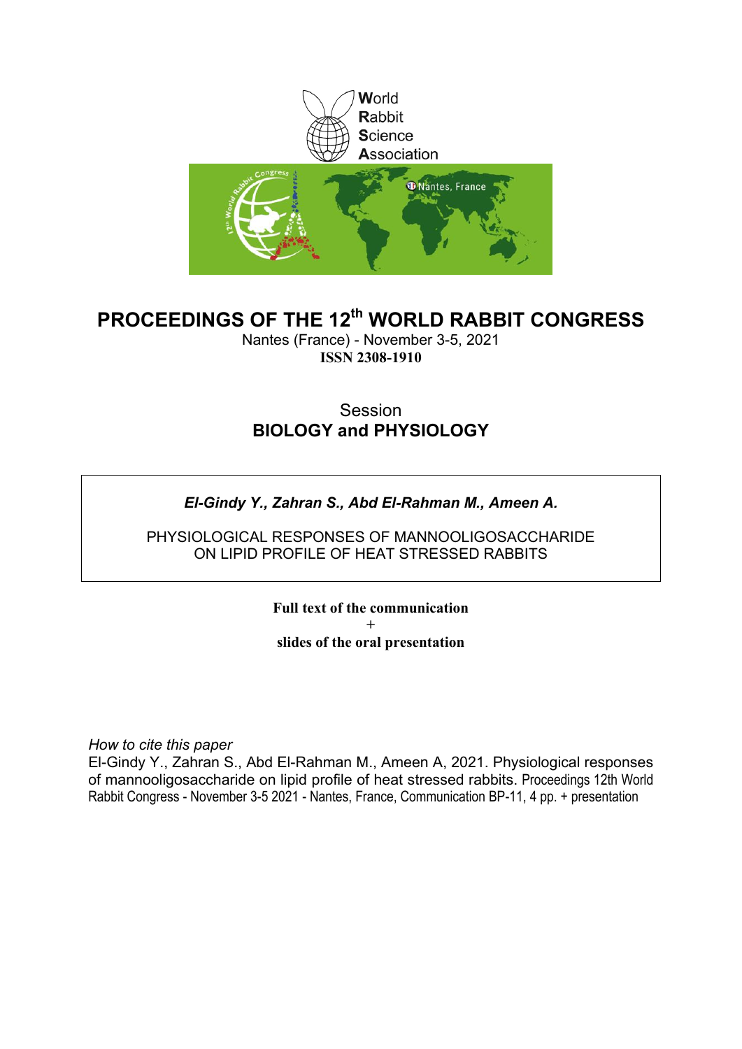World
Rabbit
Science
Association

# PROCEEDINGS OF THE 12th WORLD RABBIT CONGRESS

Nantes (France) - November 3-5, 2021

**ISSN 2308-1910**

## Session
## BIOLOGY and PHYSIOLOGY

***El-Gindy Y., Zahran S., Abd El-Rahman M., Ameen A.***

PHYSIOLOGICAL RESPONSES OF MANNOOLIGOSACCHARIDE ON LIPID PROFILE OF HEAT STRESSED RABBITS

**Full text of the communication**
**+**
**slides of the oral presentation**

*How to cite this paper*

El-Gindy Y., Zahran S., Abd El-Rahman M., Ameen A, 2021. Physiological responses of mannooligosaccharide on lipid profile of heat stressed rabbits. Proceedings 12th World Rabbit Congress - November 3-5 2021 - Nantes, France, Communication BP-11, 4 pp. + presentation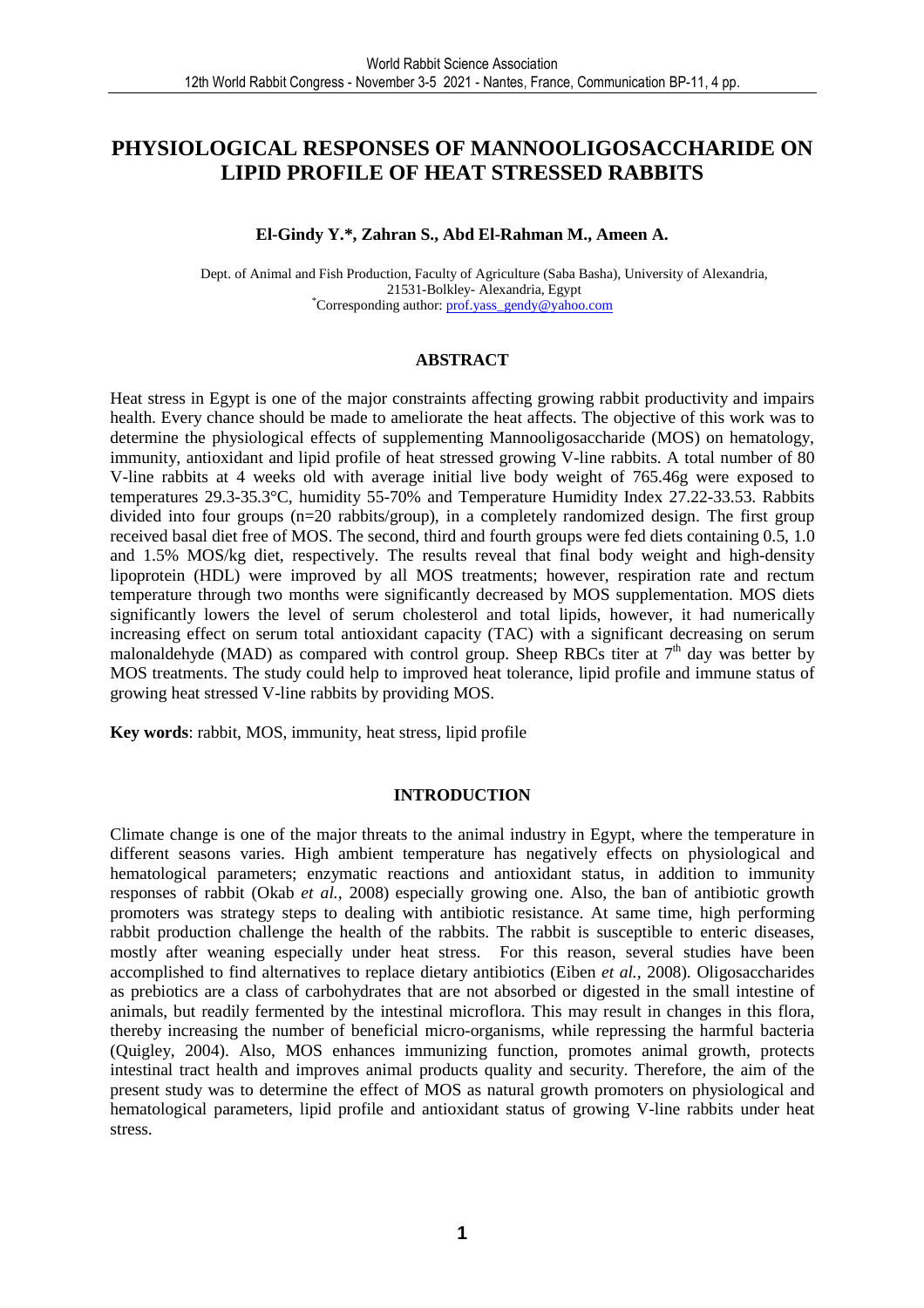# PHYSIOLOGICAL RESPONSES OF MANNOOLIGOSACCHARIDE ON LIPID PROFILE OF HEAT STRESSED RABBITS

**El-Gindy Y.\*, Zahran S., Abd El-Rahman M., Ameen A.**

Dept. of Animal and Fish Production, Faculty of Agriculture (Saba Basha), University of Alexandria, 21531-Bolkley- Alexandria, Egypt
\*Corresponding author: prof.yass_gendy@yahoo.com

## ABSTRACT

Heat stress in Egypt is one of the major constraints affecting growing rabbit productivity and impairs health. Every chance should be made to ameliorate the heat affects. The objective of this work was to determine the physiological effects of supplementing Mannooligosaccharide (MOS) on hematology, immunity, antioxidant and lipid profile of heat stressed growing V-line rabbits. A total number of 80 V-line rabbits at 4 weeks old with average initial live body weight of 765.46g were exposed to temperatures 29.3-35.3°C, humidity 55-70% and Temperature Humidity Index 27.22-33.53. Rabbits divided into four groups (n=20 rabbits/group), in a completely randomized design. The first group received basal diet free of MOS. The second, third and fourth groups were fed diets containing 0.5, 1.0 and 1.5% MOS/kg diet, respectively. The results reveal that final body weight and high-density lipoprotein (HDL) were improved by all MOS treatments; however, respiration rate and rectum temperature through two months were significantly decreased by MOS supplementation. MOS diets significantly lowers the level of serum cholesterol and total lipids, however, it had numerically increasing effect on serum total antioxidant capacity (TAC) with a significant decreasing on serum malonaldehyde (MAD) as compared with control group. Sheep RBCs titer at 7th day was better by MOS treatments. The study could help to improved heat tolerance, lipid profile and immune status of growing heat stressed V-line rabbits by providing MOS.

**Key words**: rabbit, MOS, immunity, heat stress, lipid profile

## INTRODUCTION

Climate change is one of the major threats to the animal industry in Egypt, where the temperature in different seasons varies. High ambient temperature has negatively effects on physiological and hematological parameters; enzymatic reactions and antioxidant status, in addition to immunity responses of rabbit (Okab *et al.*, 2008) especially growing one. Also, the ban of antibiotic growth promoters was strategy steps to dealing with antibiotic resistance. At same time, high performing rabbit production challenge the health of the rabbits. The rabbit is susceptible to enteric diseases, mostly after weaning especially under heat stress. For this reason, several studies have been accomplished to find alternatives to replace dietary antibiotics (Eiben *et al.*, 2008). Oligosaccharides as prebiotics are a class of carbohydrates that are not absorbed or digested in the small intestine of animals, but readily fermented by the intestinal microflora. This may result in changes in this flora, thereby increasing the number of beneficial micro-organisms, while repressing the harmful bacteria (Quigley, 2004). Also, MOS enhances immunizing function, promotes animal growth, protects intestinal tract health and improves animal products quality and security. Therefore, the aim of the present study was to determine the effect of MOS as natural growth promoters on physiological and hematological parameters, lipid profile and antioxidant status of growing V-line rabbits under heat stress.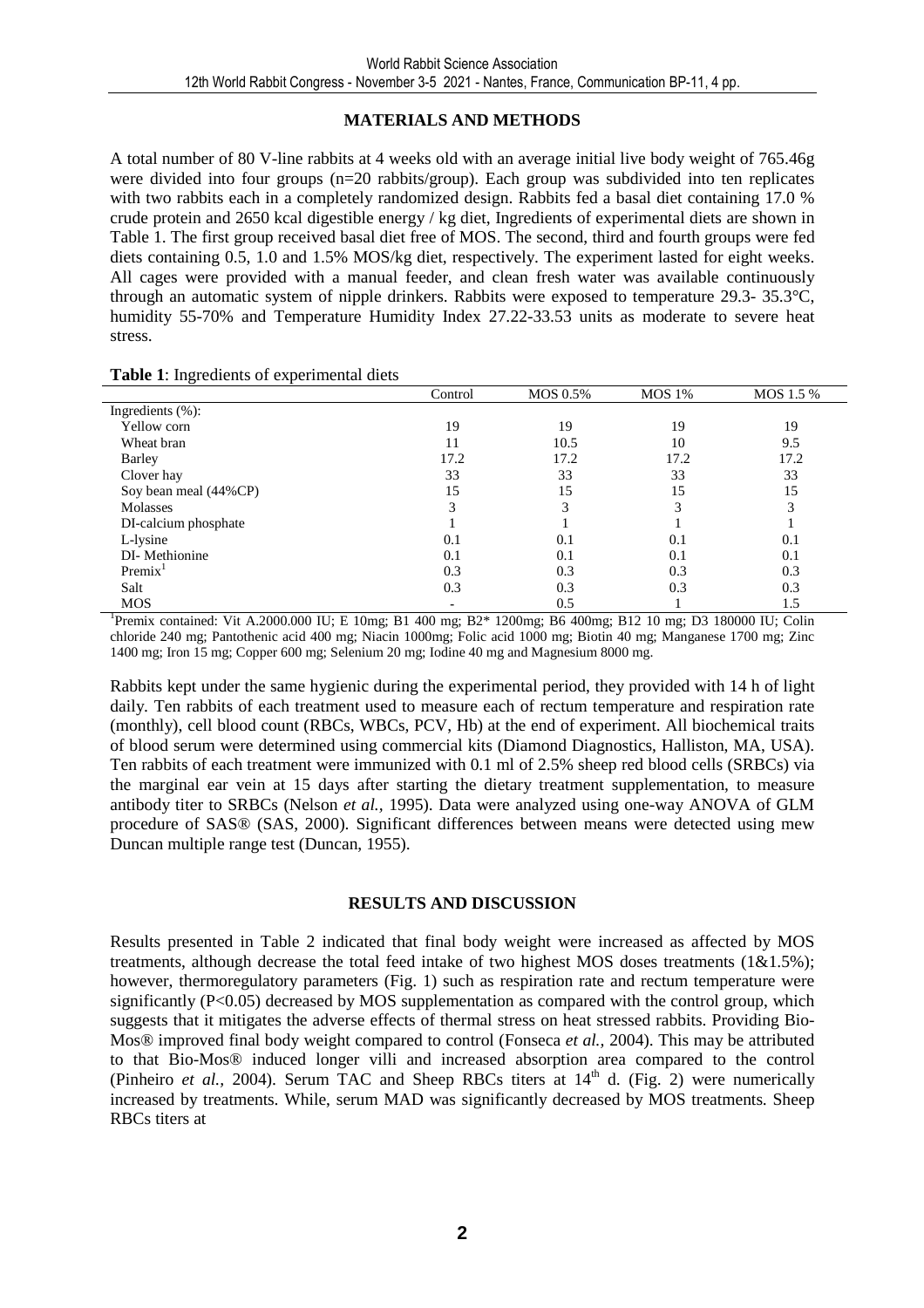## MATERIALS AND METHODS

A total number of 80 V-line rabbits at 4 weeks old with an average initial live body weight of 765.46g were divided into four groups (n=20 rabbits/group). Each group was subdivided into ten replicates with two rabbits each in a completely randomized design. Rabbits fed a basal diet containing 17.0 % crude protein and 2650 kcal digestible energy / kg diet, Ingredients of experimental diets are shown in Table 1. The first group received basal diet free of MOS. The second, third and fourth groups were fed diets containing 0.5, 1.0 and 1.5% MOS/kg diet, respectively. The experiment lasted for eight weeks. All cages were provided with a manual feeder, and clean fresh water was available continuously through an automatic system of nipple drinkers. Rabbits were exposed to temperature 29.3- 35.3°C, humidity 55-70% and Temperature Humidity Index 27.22-33.53 units as moderate to severe heat stress.

**Table 1**: Ingredients of experimental diets

| | Control | MOS 0.5% | MOS 1% | MOS 1.5 % |
|---|---|---|---|---|
| Ingredients (%): | | | | |
| Yellow corn | 19 | 19 | 19 | 19 |
| Wheat bran | 11 | 10.5 | 10 | 9.5 |
| Barley | 17.2 | 17.2 | 17.2 | 17.2 |
| Clover hay | 33 | 33 | 33 | 33 |
| Soy bean meal (44%CP) | 15 | 15 | 15 | 15 |
| Molasses | 3 | 3 | 3 | 3 |
| DI-calcium phosphate | 1 | 1 | 1 | 1 |
| L-lysine | 0.1 | 0.1 | 0.1 | 0.1 |
| DI- Methionine | 0.1 | 0.1 | 0.1 | 0.1 |
| Premix[1] | 0.3 | 0.3 | 0.3 | 0.3 |
| Salt | 0.3 | 0.3 | 0.3 | 0.3 |
| MOS | - | 0.5 | 1 | 1.5 |

[1]Premix contained: Vit A.2000.000 IU; E 10mg; B1 400 mg; B2* 1200mg; B6 400mg; B12 10 mg; D3 180000 IU; Colin chloride 240 mg; Pantothenic acid 400 mg; Niacin 1000mg; Folic acid 1000 mg; Biotin 40 mg; Manganese 1700 mg; Zinc 1400 mg; Iron 15 mg; Copper 600 mg; Selenium 20 mg; Iodine 40 mg and Magnesium 8000 mg.

Rabbits kept under the same hygienic during the experimental period, they provided with 14 h of light daily. Ten rabbits of each treatment used to measure each of rectum temperature and respiration rate (monthly), cell blood count (RBCs, WBCs, PCV, Hb) at the end of experiment. All biochemical traits of blood serum were determined using commercial kits (Diamond Diagnostics, Halliston, MA, USA). Ten rabbits of each treatment were immunized with 0.1 ml of 2.5% sheep red blood cells (SRBCs) via the marginal ear vein at 15 days after starting the dietary treatment supplementation, to measure antibody titer to SRBCs (Nelson *et al.,* 1995). Data were analyzed using one-way ANOVA of GLM procedure of SAS® (SAS, 2000). Significant differences between means were detected using mew Duncan multiple range test (Duncan, 1955).

## RESULTS AND DISCUSSION

Results presented in Table 2 indicated that final body weight were increased as affected by MOS treatments, although decrease the total feed intake of two highest MOS doses treatments (1&1.5%); however, thermoregulatory parameters (Fig. 1) such as respiration rate and rectum temperature were significantly ($P<0.05$) decreased by MOS supplementation as compared with the control group, which suggests that it mitigates the adverse effects of thermal stress on heat stressed rabbits. Providing Bio-Mos® improved final body weight compared to control (Fonseca *et al.,* 2004). This may be attributed to that Bio-Mos® induced longer villi and increased absorption area compared to the control (Pinheiro *et al.,* 2004). Serum TAC and Sheep RBCs titers at $14^{th}$ d. (Fig. 2) were numerically increased by treatments. While, serum MAD was significantly decreased by MOS treatments. Sheep RBCs titers at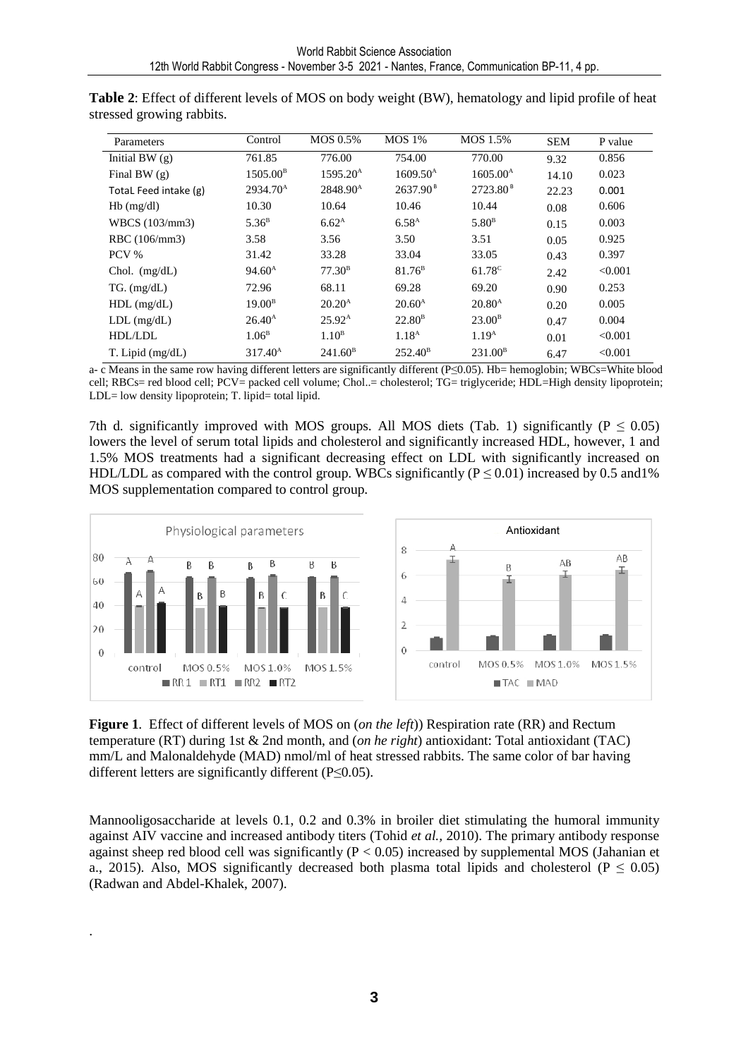**Table 2**: Effect of different levels of MOS on body weight (BW), hematology and lipid profile of heat stressed growing rabbits.

| Parameters | Control | MOS 0.5% | MOS 1% | MOS 1.5% | SEM | P value |
|---|---|---|---|---|---|---|
| Initial BW (g) | 761.85 | 776.00 | 754.00 | 770.00 | 9.32 | 0.856 |
| Final BW (g) | 1505.00[B] | 1595.20[A] | 1609.50[A] | 1605.00[A] | 14.10 | 0.023 |
| Total Feed intake (g) | 2934.70[A] | 2848.90[A] | 2637.90[B] | 2723.80[B] | 22.23 | 0.001 |
| Hb (mg/dl) | 10.30 | 10.64 | 10.46 | 10.44 | 0.08 | 0.606 |
| WBCS (103/mm3) | 5.36[B] | 6.62[A] | 6.58[A] | 5.80[B] | 0.15 | 0.003 |
| RBC (106/mm3) | 3.58 | 3.56 | 3.50 | 3.51 | 0.05 | 0.925 |
| PCV % | 31.42 | 33.28 | 33.04 | 33.05 | 0.43 | 0.397 |
| Chol. (mg/dL) | 94.60[A] | 77.30[B] | 81.76[B] | 61.78[C] | 2.42 | <0.001 |
| TG. (mg/dL) | 72.96 | 68.11 | 69.28 | 69.20 | 0.90 | 0.253 |
| HDL (mg/dL) | 19.00[B] | 20.20[A] | 20.60[A] | 20.80[A] | 0.20 | 0.005 |
| LDL (mg/dL) | 26.40[A] | 25.92[A] | 22.80[B] | 23.00[B] | 0.47 | 0.004 |
| HDL/LDL | 1.06[B] | 1.10[B] | 1.18[A] | 1.19[A] | 0.01 | <0.001 |
| T. Lipid (mg/dL) | 317.40[A] | 241.60[B] | 252.40[B] | 231.00[B] | 6.47 | <0.001 |

a- c Means in the same row having different letters are significantly different (P≤0.05). Hb= hemoglobin; WBCs=White blood cell; RBCs= red blood cell; PCV= packed cell volume; Chol..= cholesterol; TG= triglyceride; HDL=High density lipoprotein; LDL= low density lipoprotein; T. lipid= total lipid.

7th d. significantly improved with MOS groups. All MOS diets (Tab. 1) significantly ($P \leq 0.05$) lowers the level of serum total lipids and cholesterol and significantly increased HDL, however, 1 and 1.5% MOS treatments had a significant decreasing effect on LDL with significantly increased on HDL/LDL as compared with the control group. WBCs significantly ($P \leq 0.01$) increased by 0.5 and1% MOS supplementation compared to control group.

**Figure 1**. Effect of different levels of MOS on (*on the left*)) Respiration rate (RR) and Rectum temperature (RT) during 1st & 2nd month, and (*on he right*) antioxidant: Total antioxidant (TAC) mm/L and Malonaldehyde (MAD) nmol/ml of heat stressed rabbits. The same color of bar having different letters are significantly different (P≤0.05).

Mannooligosaccharide at levels 0.1, 0.2 and 0.3% in broiler diet stimulating the humoral immunity against AIV vaccine and increased antibody titers (Tohid *et al.,* 2010). The primary antibody response against sheep red blood cell was significantly ($P < 0.05$) increased by supplemental MOS (Jahanian et a., 2015). Also, MOS significantly decreased both plasma total lipids and cholesterol ($P \leq 0.05$) (Radwan and Abdel-Khalek, 2007).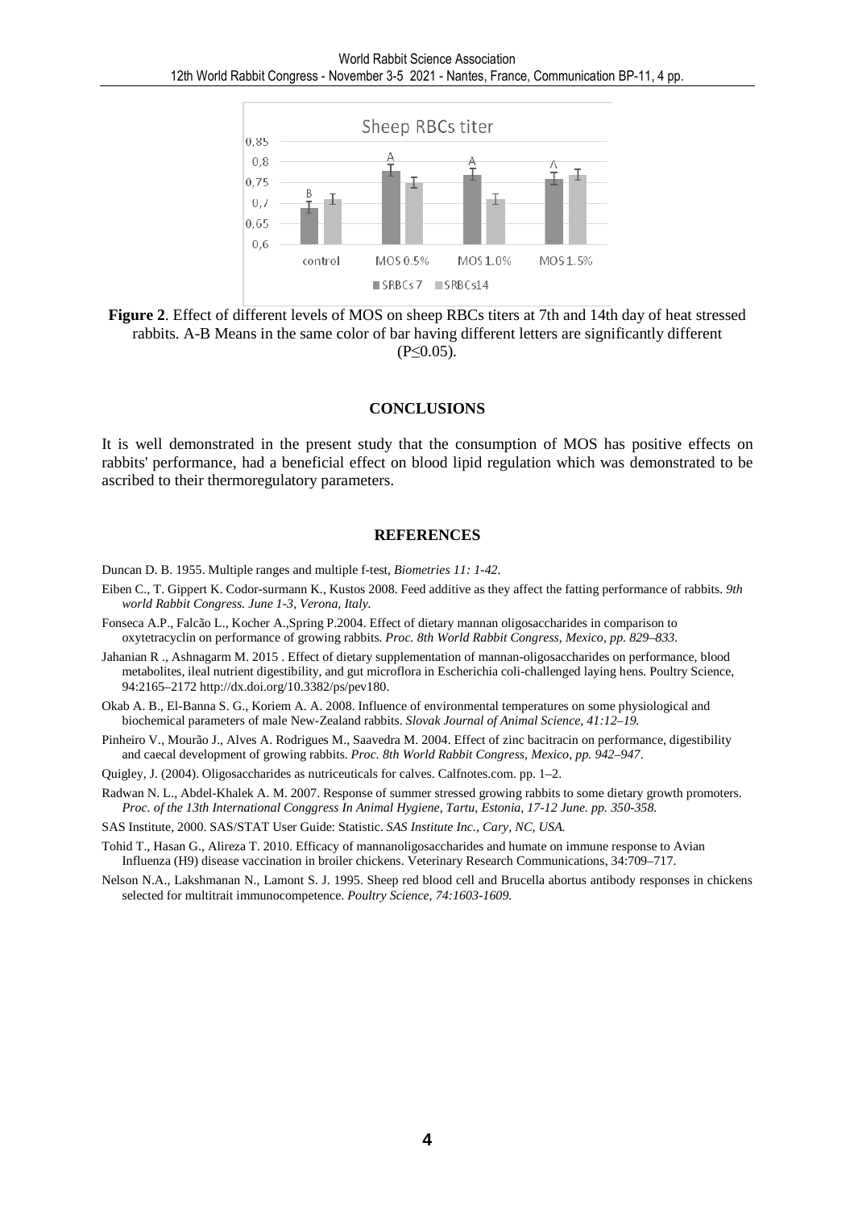**Figure 2**. Effect of different levels of MOS on sheep RBCs titers at 7th and 14th day of heat stressed rabbits. A-B Means in the same color of bar having different letters are significantly different ($P \leq 0.05$).

## CONCLUSIONS

It is well demonstrated in the present study that the consumption of MOS has positive effects on rabbits' performance, had a beneficial effect on blood lipid regulation which was demonstrated to be ascribed to their thermoregulatory parameters.

## REFERENCES

Duncan D. B. 1955. Multiple ranges and multiple f-test, *Biometries 11: 1-42.*

Eiben C., T. Gippert K. Codor-surmann K., Kustos 2008. Feed additive as they affect the fatting performance of rabbits. *9th world Rabbit Congress. June 1-3, Verona, Italy.*

Fonseca A.P., Falcão L., Kocher A.,Spring P.2004. Effect of dietary mannan oligosaccharides in comparison to oxytetracyclin on performance of growing rabbits. *Proc. 8th World Rabbit Congress, Mexico, pp. 829–833.*

Jahanian R ., Ashnagarm M. 2015 . Effect of dietary supplementation of mannan-oligosaccharides on performance, blood metabolites, ileal nutrient digestibility, and gut microflora in Escherichia coli-challenged laying hens. Poultry Science, 94:2165–2172 http://dx.doi.org/10.3382/ps/pev180.

Okab A. B., El-Banna S. G., Koriem A. A. 2008. Influence of environmental temperatures on some physiological and biochemical parameters of male New-Zealand rabbits. *Slovak Journal of Animal Science, 41:12–19.*

Pinheiro V., Mourão J., Alves A. Rodrigues M., Saavedra M. 2004. Effect of zinc bacitracin on performance, digestibility and caecal development of growing rabbits. *Proc. 8th World Rabbit Congress, Mexico, pp. 942–947*.

Quigley, J. (2004). Oligosaccharides as nutriceuticals for calves. Calfnotes.com. pp. 1–2.

Radwan N. L., Abdel-Khalek A. M. 2007. Response of summer stressed growing rabbits to some dietary growth promoters. *Proc. of the 13th International Conggress In Animal Hygiene, Tartu, Estonia, 17-12 June. pp. 350-358.*

SAS Institute, 2000. SAS/STAT User Guide: Statistic. *SAS Institute Inc., Cary, NC, USA.*

Tohid T., Hasan G., Alireza T. 2010. Efficacy of mannanoligosaccharides and humate on immune response to Avian Influenza (H9) disease vaccination in broiler chickens. Veterinary Research Communications, 34:709–717.

Nelson N.A., Lakshmanan N., Lamont S. J. 1995. Sheep red blood cell and Brucella abortus antibody responses in chickens selected for multitrait immunocompetence. *Poultry Science, 74:1603-1609.*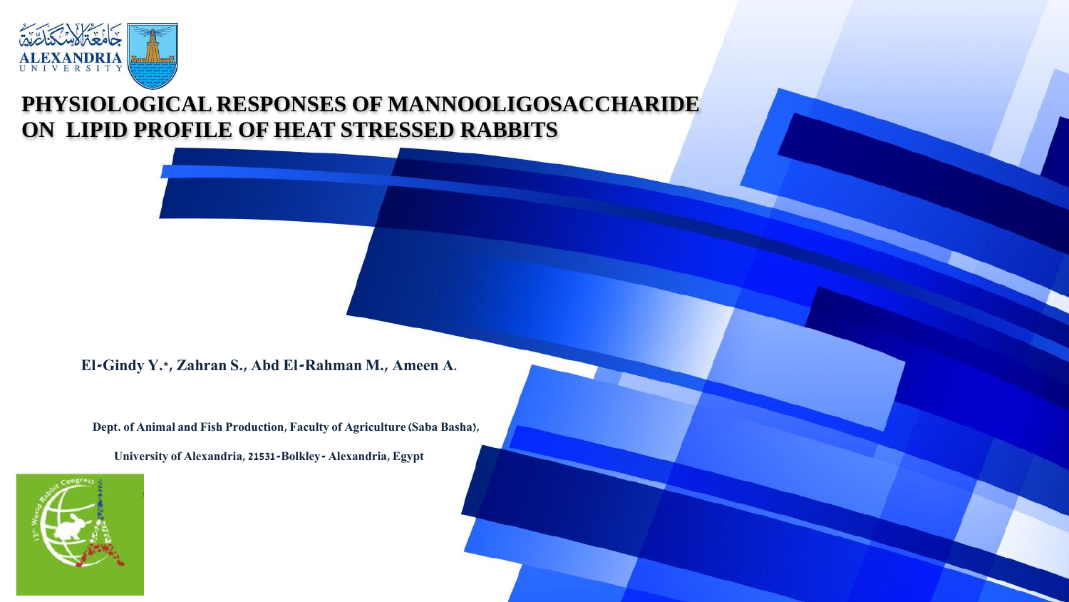# PHYSIOLOGICAL RESPONSES OF MANNOOLIGOSACCHARIDE ON LIPID PROFILE OF HEAT STRESSED RABBITS

**El-Gindy Y.*, Zahran S., Abd El-Rahman M., Ameen A.**

**Dept. of Animal and Fish Production, Faculty of Agriculture (Saba Basha),**

**University of Alexandria, 21531-Bolkley- Alexandria, Egypt**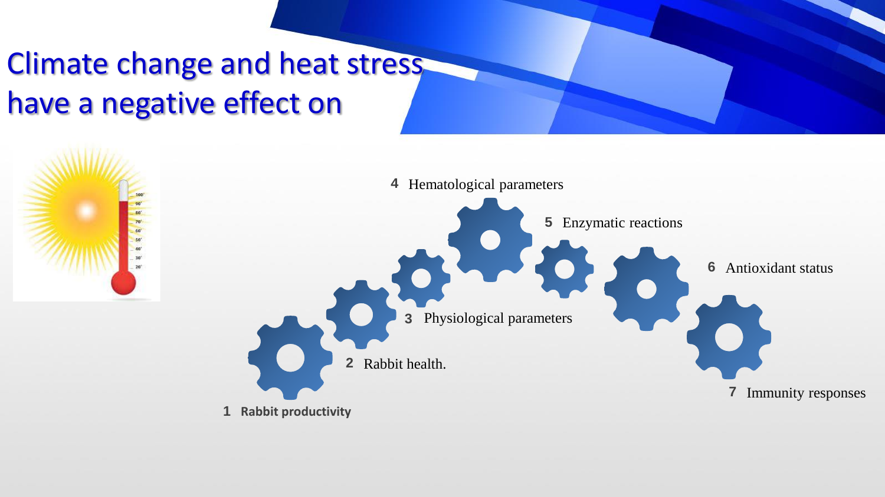# Climate change and heat stress have a negative effect on

1. **Rabbit productivity**
2. Rabbit health.
3. Physiological parameters
4. Hematological parameters
5. Enzymatic reactions
6. Antioxidant status
7. Immunity responses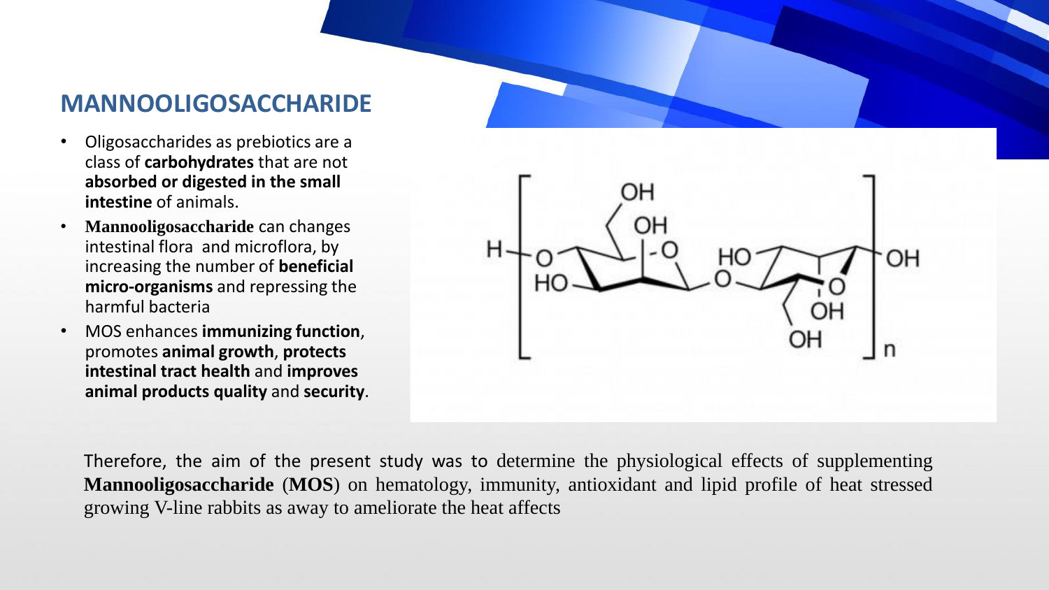# MANNOOLIGOSACCHARIDE

- Oligosaccharides as prebiotics are a class of **carbohydrates** that are not **absorbed or digested in the small intestine** of animals.
- **Mannooligosaccharide** can changes intestinal flora and microflora, by increasing the number of **beneficial micro-organisms** and repressing the harmful bacteria
- MOS enhances **immunizing function**, promotes **animal growth**, **protects intestinal tract health** and **improves animal products quality** and **security**.

Therefore, the aim of the present study was to determine the physiological effects of supplementing **Mannooligosaccharide** (**MOS**) on hematology, immunity, antioxidant and lipid profile of heat stressed growing V-line rabbits as away to ameliorate the heat affects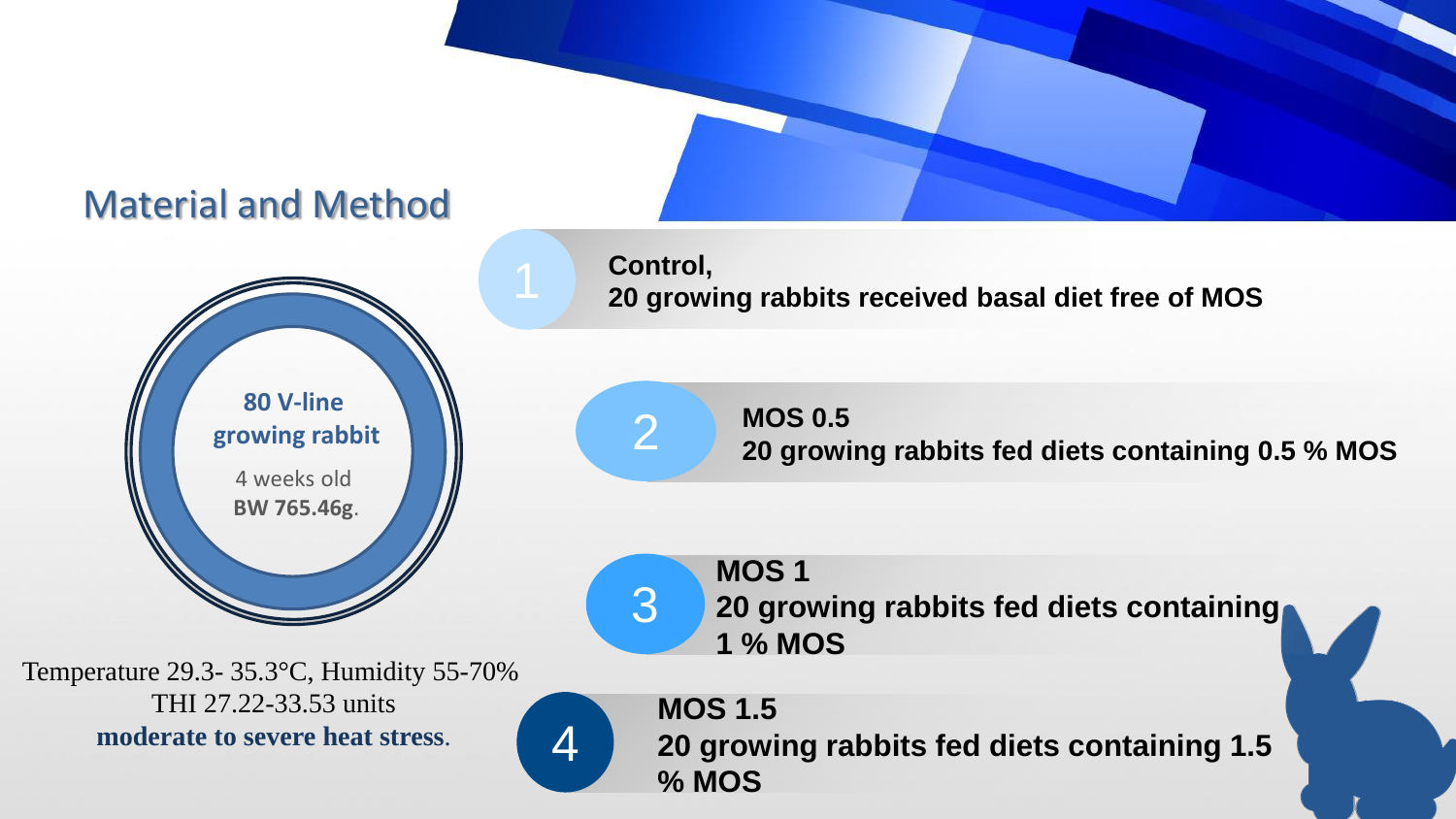## Material and Method

**80 V-line growing rabbit**

4 weeks old

**BW 765.46g**.

Temperature 29.3- 35.3°C, Humidity 55-70%
THI 27.22-33.53 units
**moderate to severe heat stress**.

1. **Control,**
   **20 growing rabbits received basal diet free of MOS**

2. **MOS 0.5**
   **20 growing rabbits fed diets containing 0.5 % MOS**

3. **MOS 1**
   **20 growing rabbits fed diets containing 1 % MOS**

4. **MOS 1.5**
   **20 growing rabbits fed diets containing 1.5 % MOS**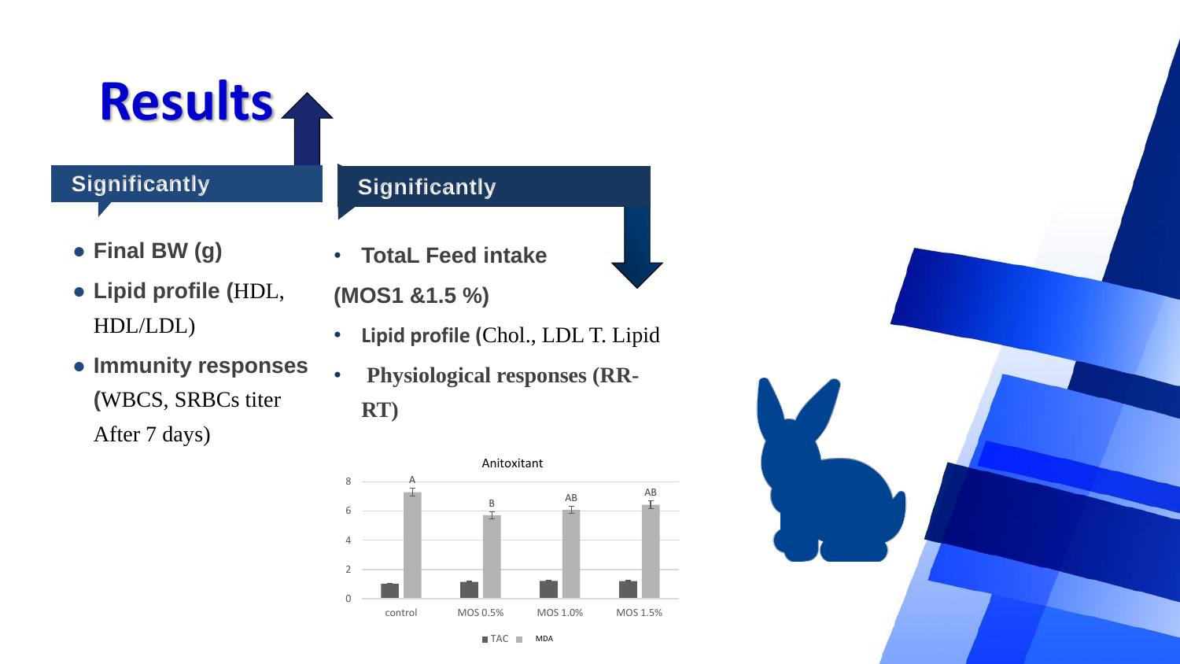# Results

## Significantly

- **Final BW (g)**
- **Lipid profile (**HDL, HDL/LDL)
- **Immunity responses (**WBCS, SRBCs titer After 7 days)

## Significantly

- **TotaL Feed intake**

**(MOS1 &1.5 %)**

- **Lipid profile (**Chol., LDL T. Lipid
- **Physiological responses (RR-RT)**

Anitoxitant

| | control | MOS 0.5% | MOS 1.0% | MOS 1.5% |
|---|---|---|---|---|
| TAC | ~1.0 | ~1.1 | ~1.2 | ~1.2 |
| MDA | ~7.3 (A) | ~5.7 (B) | ~6.1 (AB) | ~6.4 (AB) |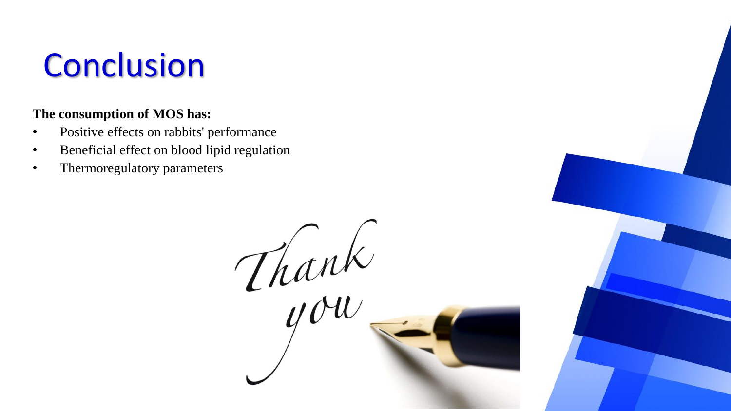# Conclusion

**The consumption of MOS has:**

- Positive effects on rabbits' performance
- Beneficial effect on blood lipid regulation
- Thermoregulatory parameters